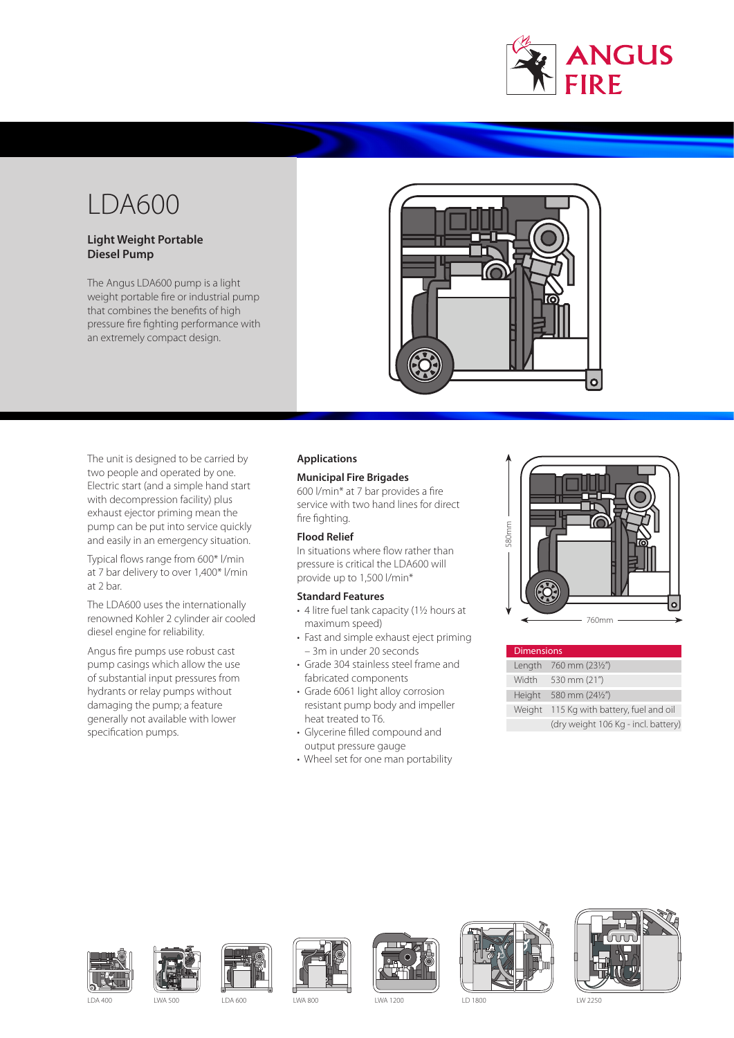# LDA600

**Light Weight Portable Diesel Pump**

The Angus LDA600 pump is a light weight portable fire or industrial pump that combines the benefits of high pressure fire fighting performance with an extremely compact design.

The unit is designed to be carried by two people and operated by one. Electric start (and a simple hand start with decompression facility) plus exhaust ejector priming mean the pump can be put into service quickly and easily in an emergency situation.

Typical flows range from 600* l/min at 7 bar delivery to over 1,400* l/min at 2 bar.

The LDA600 uses the internationally renowned Kohler 2 cylinder air cooled diesel engine for reliability.

Angus fire pumps use robust cast pump casings which allow the use of substantial input pressures from hydrants or relay pumps without damaging the pump; a feature generally not available with lower specification pumps.

## Applications

### Municipal Fire Brigades

600 l/min* at 7 bar provides a fire service with two hand lines for direct fire fighting.

### Flood Relief

In situations where flow rather than pressure is critical the LDA600 will provide up to 1,500 l/min*

### Standard Features

- 4 litre fuel tank capacity (1½ hours at maximum speed)
- Fast and simple exhaust eject priming – 3m in under 20 seconds
- Grade 304 stainless steel frame and fabricated components
- Grade 6061 light alloy corrosion resistant pump body and impeller heat treated to T6.
- Glycerine filled compound and output pressure gauge
- Wheel set for one man portability

580mm

760mm

| Dimensions | |
|---|---|
| Length | 760 mm (23½") |
| Width | 530 mm (21") |
| Height | 580 mm (24½") |
| Weight | 115 Kg with battery, fuel and oil |
| | (dry weight 106 Kg - incl. battery) |

LDA 400 | LWA 500 | LDA 600 | LWA 800 | LWA 1200 | LD 1800 | LW 2250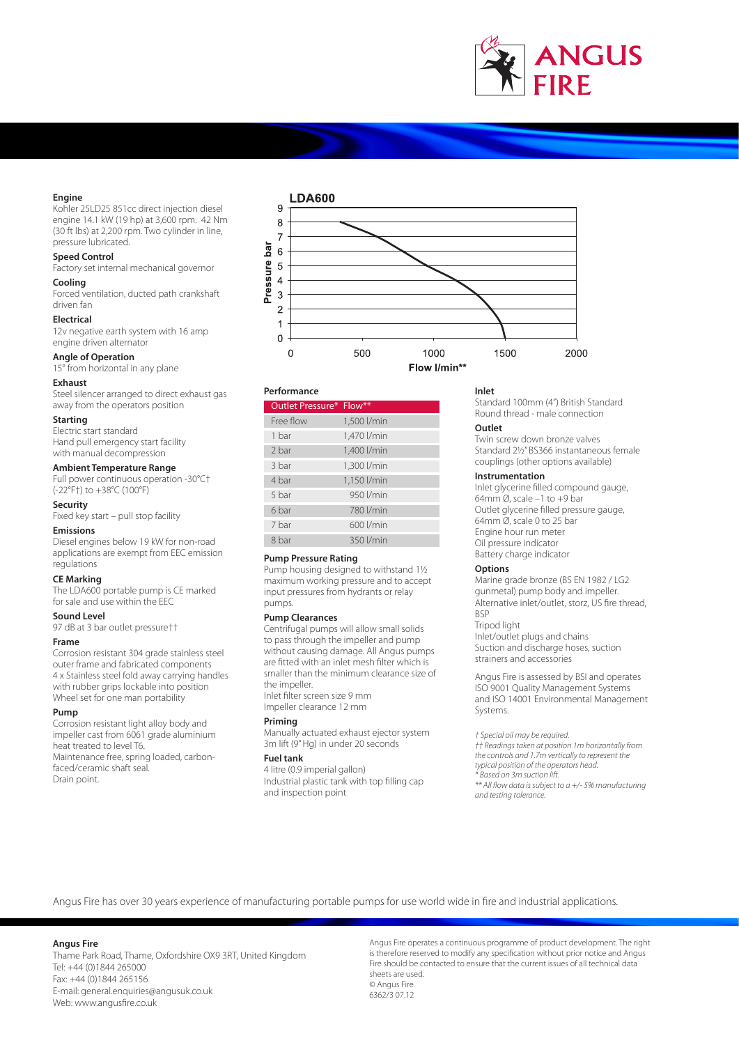### Engine
Kohler 25LD25 851cc direct injection diesel engine 14.1 kW (19 hp) at 3,600 rpm. 42 Nm (30 ft lbs) at 2,200 rpm. Two cylinder in line, pressure lubricated.

### Speed Control
Factory set internal mechanical governor

### Cooling
Forced ventilation, ducted path crankshaft driven fan

### Electrical
12v negative earth system with 16 amp engine driven alternator

### Angle of Operation
15° from horizontal in any plane

### Exhaust
Steel silencer arranged to direct exhaust gas away from the operators position

### Starting
Electric start standard
Hand pull emergency start facility with manual decompression

### Ambient Temperature Range
Full power continuous operation -30°C† (-22°F†) to +38°C (100°F)

### Security
Fixed key start – pull stop facility

### Emissions
Diesel engines below 19 kW for non-road applications are exempt from EEC emission regulations

### CE Marking
The LDA600 portable pump is CE marked for sale and use within the EEC

### Sound Level
97 dB at 3 bar outlet pressure††

### Frame
Corrosion resistant 304 grade stainless steel outer frame and fabricated components
4 x Stainless steel fold away carrying handles with rubber grips lockable into position
Wheel set for one man portability

### Pump
Corrosion resistant light alloy body and impeller cast from 6061 grade aluminium heat treated to level T6.
Maintenance free, spring loaded, carbon-faced/ceramic shaft seal.
Drain point.

LDA600
Pressure bar
9
8
7
6
5
4
3
2
1
0
0
500
1000
1500
2000
Flow l/min**

### Performance

| Outlet Pressure* | Flow** |
|---|---|
| Free flow | 1,500 l/min |
| 1 bar | 1,470 l/min |
| 2 bar | 1,400 l/min |
| 3 bar | 1,300 l/min |
| 4 bar | 1,150 l/min |
| 5 bar | 950 l/min |
| 6 bar | 780 l/min |
| 7 bar | 600 l/min |
| 8 bar | 350 l/min |

### Pump Pressure Rating
Pump housing designed to withstand 1½ maximum working pressure and to accept input pressures from hydrants or relay pumps.

### Pump Clearances
Centrifugal pumps will allow small solids to pass through the impeller and pump without causing damage. All Angus pumps are fitted with an inlet mesh filter which is smaller than the minimum clearance size of the impeller.
Inlet filter screen size 9 mm
Impeller clearance 12 mm

### Priming
Manually actuated exhaust ejector system 3m lift (9" Hg) in under 20 seconds

### Fuel tank
4 litre (0.9 imperial gallon)
Industrial plastic tank with top filling cap and inspection point

### Inlet
Standard 100mm (4") British Standard Round thread - male connection

### Outlet
Twin screw down bronze valves
Standard 2½" BS366 instantaneous female couplings (other options available)

### Instrumentation
Inlet glycerine filled compound gauge, 64mm Ø, scale –1 to +9 bar
Outlet glycerine filled pressure gauge, 64mm Ø, scale 0 to 25 bar
Engine hour run meter
Oil pressure indicator
Battery charge indicator

### Options
Marine grade bronze (BS EN 1982 / LG2 gunmetal) pump body and impeller.
Alternative inlet/outlet, storz, US fire thread, BSP
Tripod light
Inlet/outlet plugs and chains
Suction and discharge hoses, suction strainers and accessories

Angus Fire is assessed by BSI and operates ISO 9001 Quality Management Systems and ISO 14001 Environmental Management Systems.

*† Special oil may be required.*
*†† Readings taken at position 1m horizontally from the controls and 1.7m vertically to represent the typical position of the operators head.*
** Based on 3m suction lift.*
*** All flow data is subject to a +/- 5% manufacturing and testing tolerance.*

Angus Fire has over 30 years experience of manufacturing portable pumps for use world wide in fire and industrial applications.

**Angus Fire**
Thame Park Road, Thame, Oxfordshire OX9 3RT, United Kingdom
Tel: +44 (0)1844 265000
Fax: +44 (0)1844 265156
E-mail: general.enquiries@angusuk.co.uk
Web: www.angusfire.co.uk

Angus Fire operates a continuous programme of product development. The right is therefore reserved to modify any specification without prior notice and Angus Fire should be contacted to ensure that the current issues of all technical data sheets are used.
© Angus Fire
6362/3 07.12